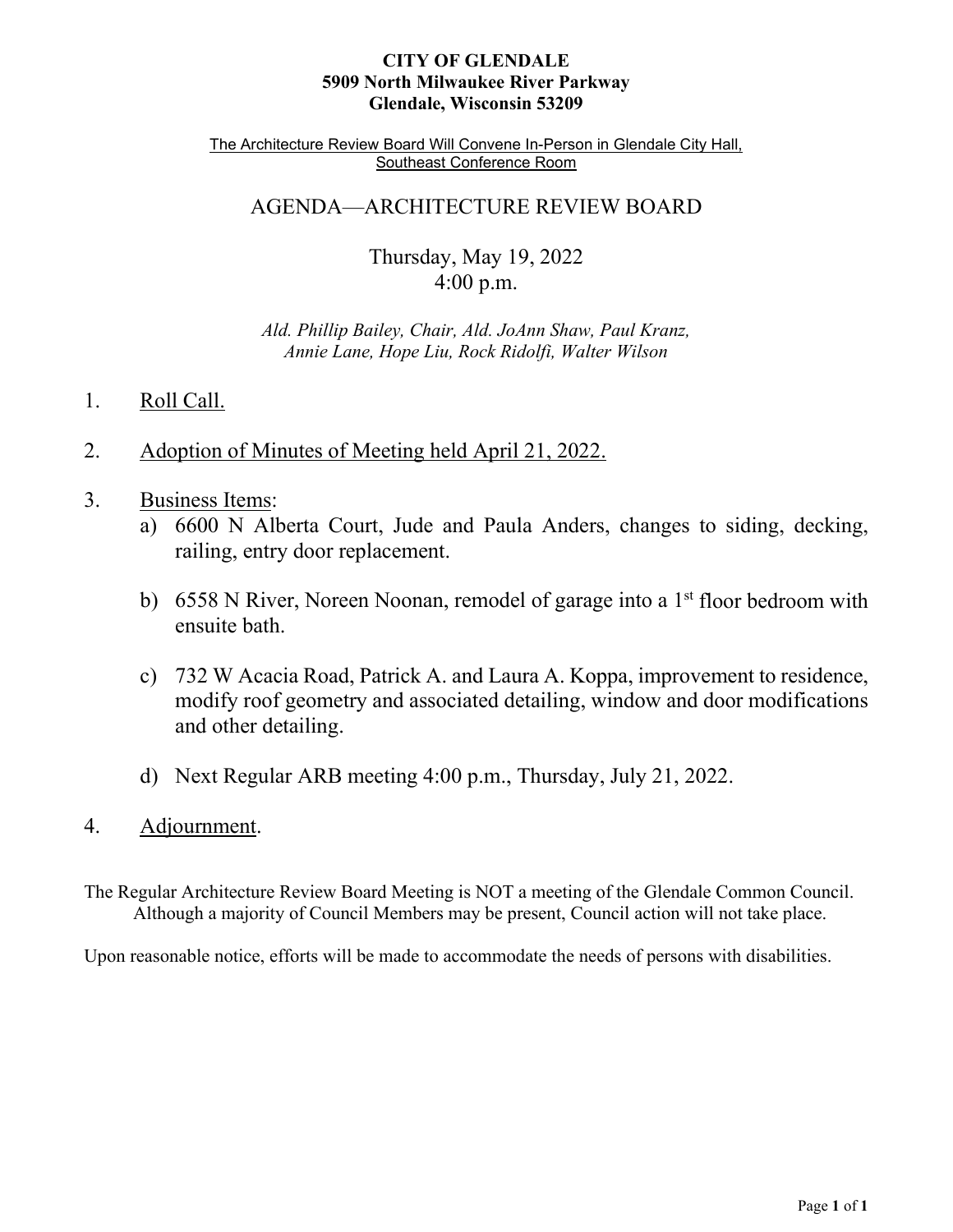**CITY OF GLENDALE**
**5909 North Milwaukee River Parkway**
**Glendale, Wisconsin 53209**

The Architecture Review Board Will Convene In-Person in Glendale City Hall, Southeast Conference Room

# AGENDA—ARCHITECTURE REVIEW BOARD

Thursday, May 19, 2022
4:00 p.m.

*Ald. Phillip Bailey, Chair, Ald. JoAnn Shaw, Paul Kranz, Annie Lane, Hope Liu, Rock Ridolfi, Walter Wilson*

1. Roll Call.

2. Adoption of Minutes of Meeting held April 21, 2022.

3. Business Items:
   a) 6600 N Alberta Court, Jude and Paula Anders, changes to siding, decking, railing, entry door replacement.

   b) 6558 N River, Noreen Noonan, remodel of garage into a 1st floor bedroom with ensuite bath.

   c) 732 W Acacia Road, Patrick A. and Laura A. Koppa, improvement to residence, modify roof geometry and associated detailing, window and door modifications and other detailing.

   d) Next Regular ARB meeting 4:00 p.m., Thursday, July 21, 2022.

4. Adjournment.

The Regular Architecture Review Board Meeting is NOT a meeting of the Glendale Common Council. Although a majority of Council Members may be present, Council action will not take place.

Upon reasonable notice, efforts will be made to accommodate the needs of persons with disabilities.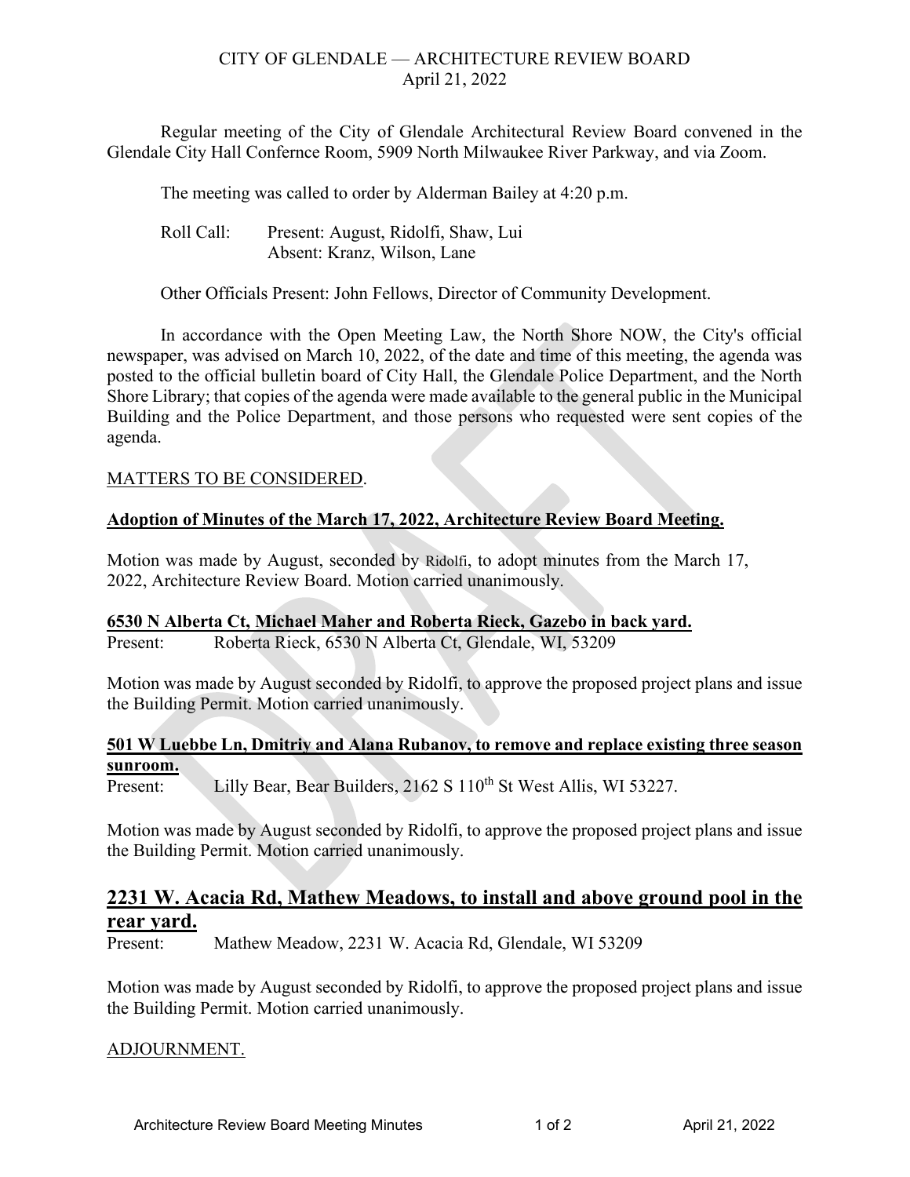CITY OF GLENDALE — ARCHITECTURE REVIEW BOARD
April 21, 2022

Regular meeting of the City of Glendale Architectural Review Board convened in the Glendale City Hall Confernce Room, 5909 North Milwaukee River Parkway, and via Zoom.

The meeting was called to order by Alderman Bailey at 4:20 p.m.

Roll Call: Present: August, Ridolfi, Shaw, Lui
Absent: Kranz, Wilson, Lane

Other Officials Present: John Fellows, Director of Community Development.

In accordance with the Open Meeting Law, the North Shore NOW, the City's official newspaper, was advised on March 10, 2022, of the date and time of this meeting, the agenda was posted to the official bulletin board of City Hall, the Glendale Police Department, and the North Shore Library; that copies of the agenda were made available to the general public in the Municipal Building and the Police Department, and those persons who requested were sent copies of the agenda.

MATTERS TO BE CONSIDERED.

**Adoption of Minutes of the March 17, 2022, Architecture Review Board Meeting.**

Motion was made by August, seconded by Ridolfi, to adopt minutes from the March 17, 2022, Architecture Review Board. Motion carried unanimously.

**6530 N Alberta Ct, Michael Maher and Roberta Rieck, Gazebo in back yard.**

Present: Roberta Rieck, 6530 N Alberta Ct, Glendale, WI, 53209

Motion was made by August seconded by Ridolfi, to approve the proposed project plans and issue the Building Permit. Motion carried unanimously.

**501 W Luebbe Ln, Dmitriy and Alana Rubanov, to remove and replace existing three season sunroom.**

Present: Lilly Bear, Bear Builders, 2162 S 110th St West Allis, WI 53227.

Motion was made by August seconded by Ridolfi, to approve the proposed project plans and issue the Building Permit. Motion carried unanimously.

## 2231 W. Acacia Rd, Mathew Meadows, to install and above ground pool in the rear yard.

Present: Mathew Meadow, 2231 W. Acacia Rd, Glendale, WI 53209

Motion was made by August seconded by Ridolfi, to approve the proposed project plans and issue the Building Permit. Motion carried unanimously.

ADJOURNMENT.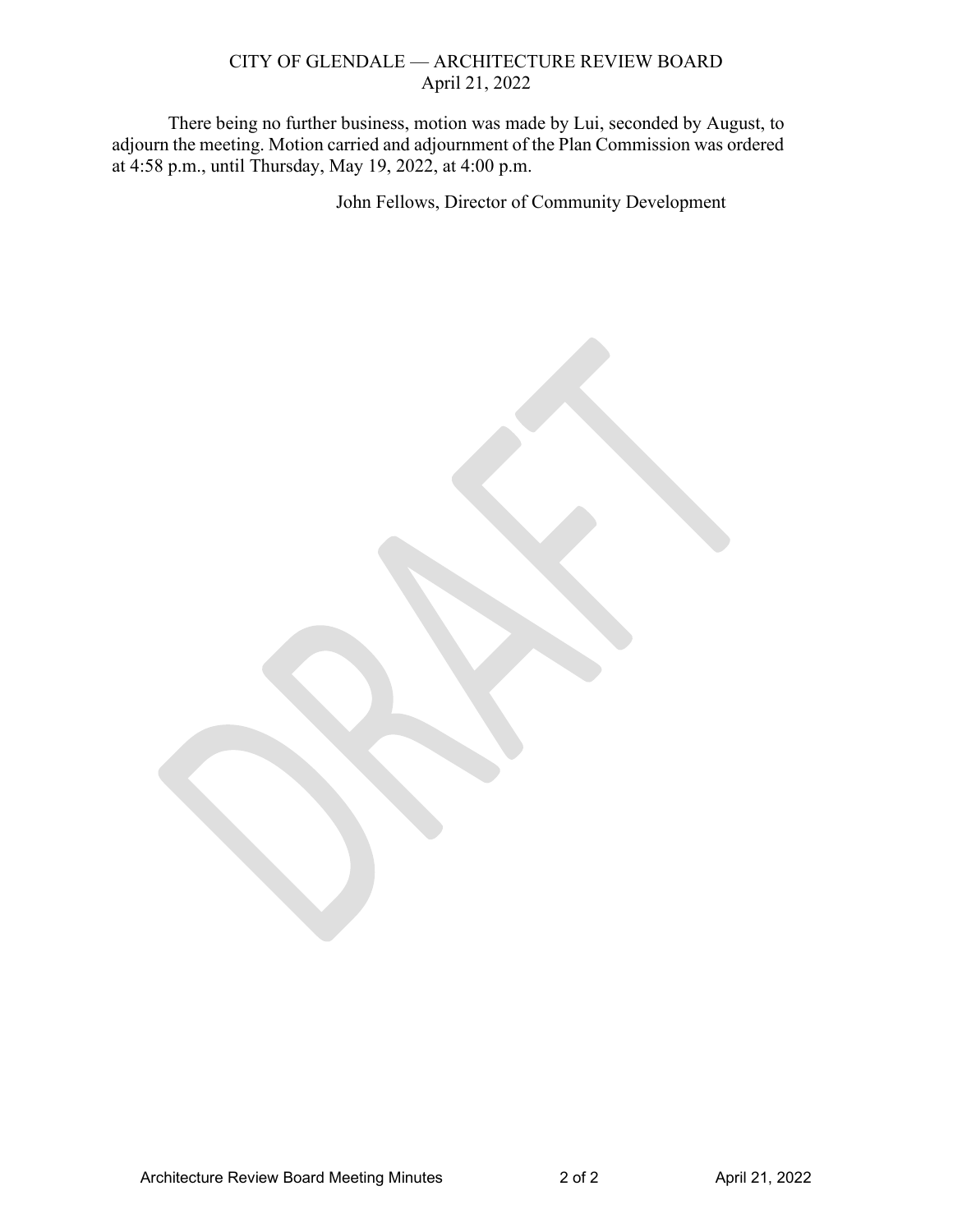There being no further business, motion was made by Lui, seconded by August, to adjourn the meeting. Motion carried and adjournment of the Plan Commission was ordered at 4:58 p.m., until Thursday, May 19, 2022, at 4:00 p.m.

John Fellows, Director of Community Development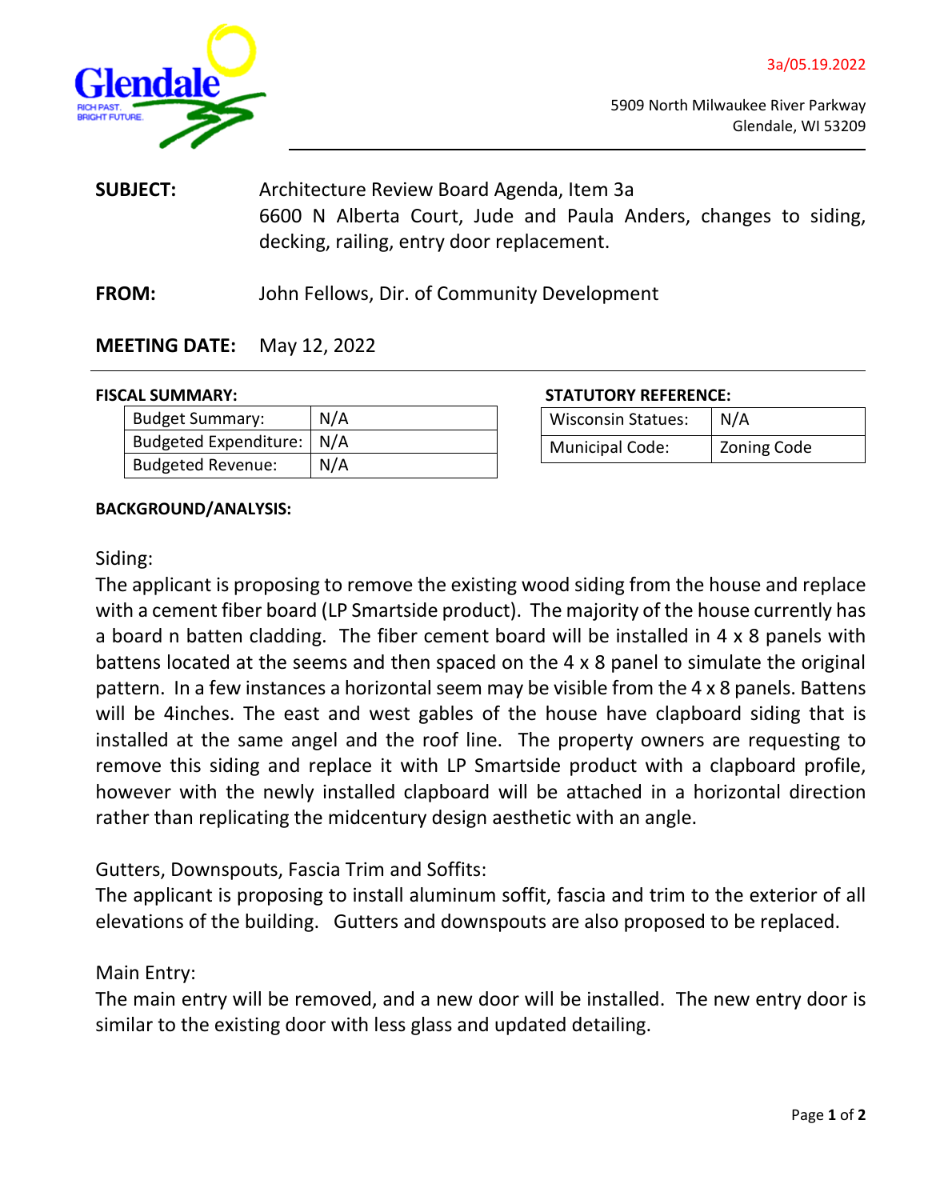3a/05.19.2022

5909 North Milwaukee River Parkway
Glendale, WI 53209

**SUBJECT:** Architecture Review Board Agenda, Item 3a
6600 N Alberta Court, Jude and Paula Anders, changes to siding, decking, railing, entry door replacement.

**FROM:** John Fellows, Dir. of Community Development

**MEETING DATE:** May 12, 2022

**FISCAL SUMMARY:**

| Budget Summary: | N/A |
|---|---|
| Budgeted Expenditure: | N/A |
| Budgeted Revenue: | N/A |

**STATUTORY REFERENCE:**

| Wisconsin Statues: | N/A |
|---|---|
| Municipal Code: | Zoning Code |

**BACKGROUND/ANALYSIS:**

Siding:
The applicant is proposing to remove the existing wood siding from the house and replace with a cement fiber board (LP Smartside product). The majority of the house currently has a board n batten cladding. The fiber cement board will be installed in 4 x 8 panels with battens located at the seems and then spaced on the 4 x 8 panel to simulate the original pattern. In a few instances a horizontal seem may be visible from the 4 x 8 panels. Battens will be 4inches. The east and west gables of the house have clapboard siding that is installed at the same angel and the roof line. The property owners are requesting to remove this siding and replace it with LP Smartside product with a clapboard profile, however with the newly installed clapboard will be attached in a horizontal direction rather than replicating the midcentury design aesthetic with an angle.

Gutters, Downspouts, Fascia Trim and Soffits:
The applicant is proposing to install aluminum soffit, fascia and trim to the exterior of all elevations of the building. Gutters and downspouts are also proposed to be replaced.

Main Entry:
The main entry will be removed, and a new door will be installed. The new entry door is similar to the existing door with less glass and updated detailing.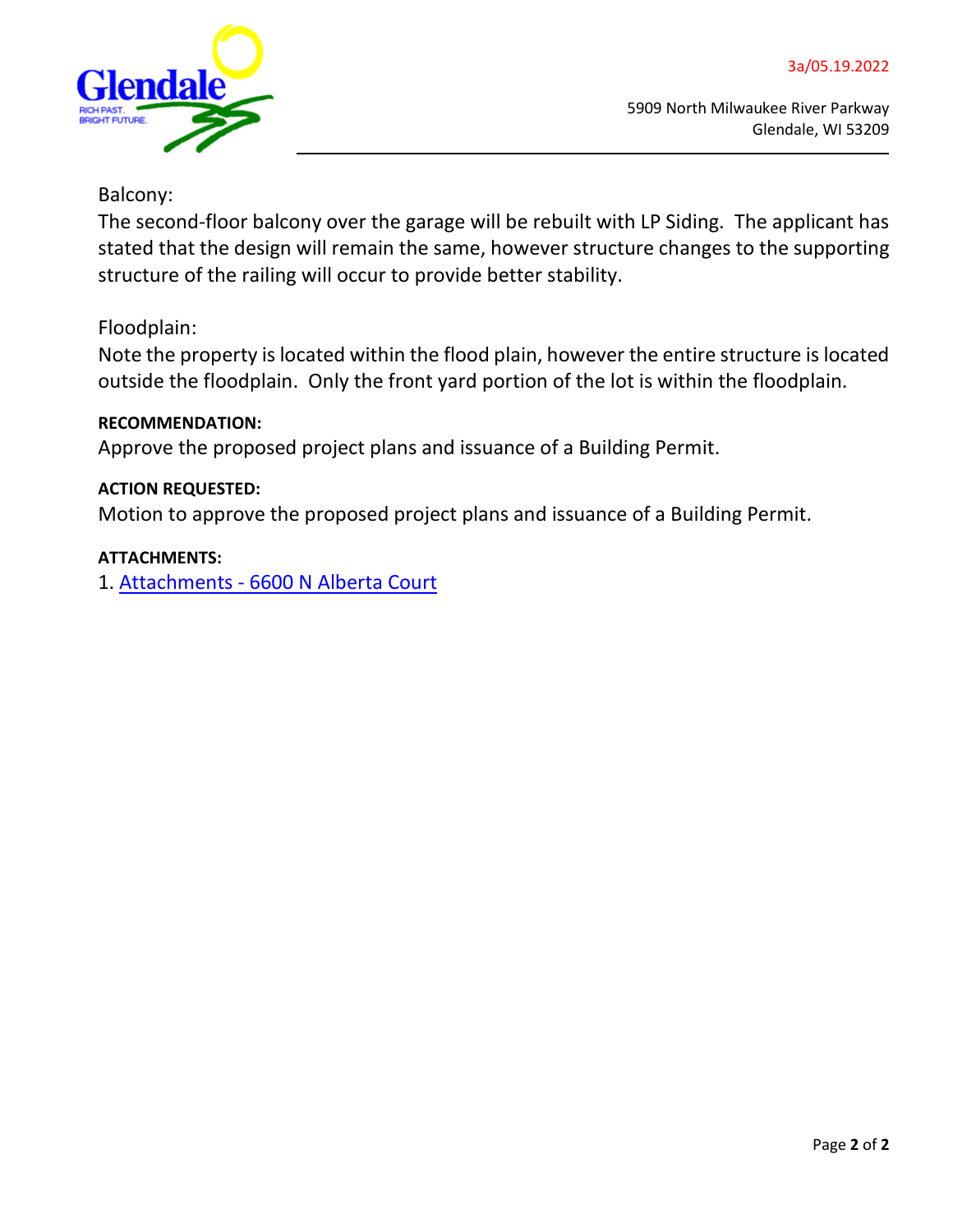Balcony:

The second-floor balcony over the garage will be rebuilt with LP Siding. The applicant has stated that the design will remain the same, however structure changes to the supporting structure of the railing will occur to provide better stability.

Floodplain:

Note the property is located within the flood plain, however the entire structure is located outside the floodplain. Only the front yard portion of the lot is within the floodplain.

**RECOMMENDATION:**

Approve the proposed project plans and issuance of a Building Permit.

**ACTION REQUESTED:**

Motion to approve the proposed project plans and issuance of a Building Permit.

**ATTACHMENTS:**

1. Attachments - 6600 N Alberta Court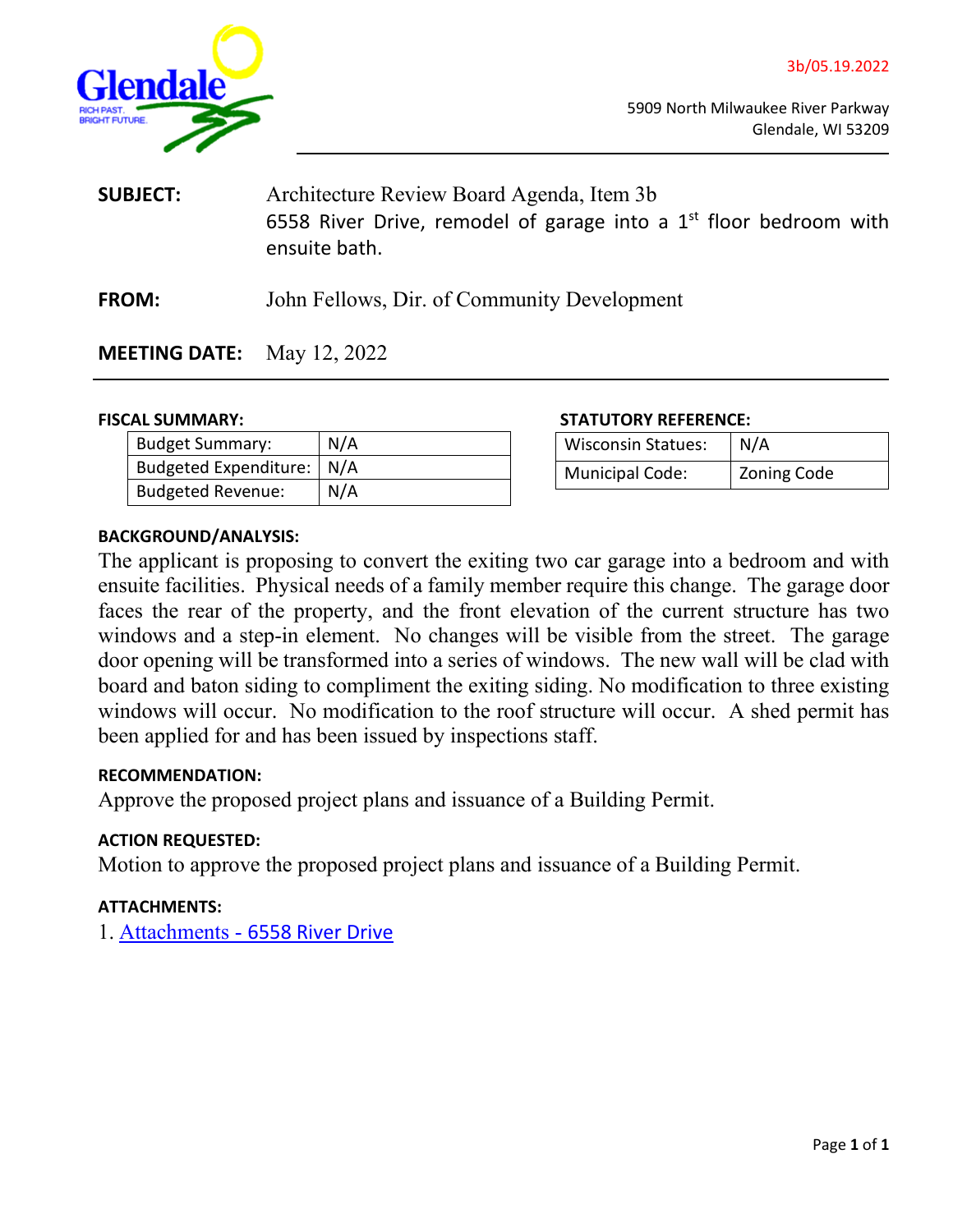3b/05.19.2022

5909 North Milwaukee River Parkway
Glendale, WI 53209

**SUBJECT:** Architecture Review Board Agenda, Item 3b
6558 River Drive, remodel of garage into a 1st floor bedroom with ensuite bath.

**FROM:** John Fellows, Dir. of Community Development

**MEETING DATE:** May 12, 2022

---

**FISCAL SUMMARY:**

| Budget Summary: | N/A |
|---|---|
| Budgeted Expenditure: | N/A |
| Budgeted Revenue: | N/A |

**STATUTORY REFERENCE:**

| Wisconsin Statues: | N/A |
|---|---|
| Municipal Code: | Zoning Code |

**BACKGROUND/ANALYSIS:**

The applicant is proposing to convert the exiting two car garage into a bedroom and with ensuite facilities. Physical needs of a family member require this change. The garage door faces the rear of the property, and the front elevation of the current structure has two windows and a step-in element. No changes will be visible from the street. The garage door opening will be transformed into a series of windows. The new wall will be clad with board and baton siding to compliment the exiting siding. No modification to three existing windows will occur. No modification to the roof structure will occur. A shed permit has been applied for and has been issued by inspections staff.

**RECOMMENDATION:**

Approve the proposed project plans and issuance of a Building Permit.

**ACTION REQUESTED:**

Motion to approve the proposed project plans and issuance of a Building Permit.

**ATTACHMENTS:**

1. Attachments - 6558 River Drive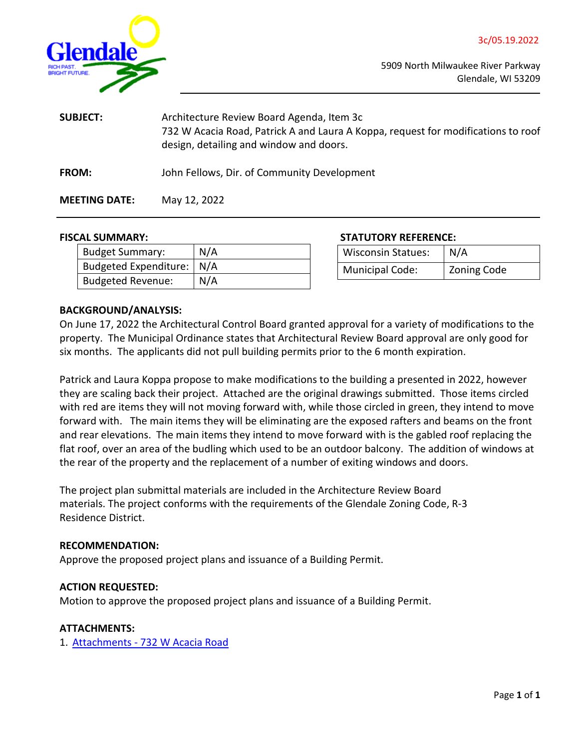3c/05.19.2022

5909 North Milwaukee River Parkway
Glendale, WI 53209

**SUBJECT:** Architecture Review Board Agenda, Item 3c
732 W Acacia Road, Patrick A and Laura A Koppa, request for modifications to roof design, detailing and window and doors.

**FROM:** John Fellows, Dir. of Community Development

**MEETING DATE:** May 12, 2022

**FISCAL SUMMARY:**

| | |
|---|---|
| Budget Summary: | N/A |
| Budgeted Expenditure: | N/A |
| Budgeted Revenue: | N/A |

**STATUTORY REFERENCE:**

| | |
|---|---|
| Wisconsin Statues: | N/A |
| Municipal Code: | Zoning Code |

**BACKGROUND/ANALYSIS:**

On June 17, 2022 the Architectural Control Board granted approval for a variety of modifications to the property. The Municipal Ordinance states that Architectural Review Board approval are only good for six months. The applicants did not pull building permits prior to the 6 month expiration.

Patrick and Laura Koppa propose to make modifications to the building a presented in 2022, however they are scaling back their project. Attached are the original drawings submitted. Those items circled with red are items they will not moving forward with, while those circled in green, they intend to move forward with. The main items they will be eliminating are the exposed rafters and beams on the front and rear elevations. The main items they intend to move forward with is the gabled roof replacing the flat roof, over an area of the budling which used to be an outdoor balcony. The addition of windows at the rear of the property and the replacement of a number of exiting windows and doors.

The project plan submittal materials are included in the Architecture Review Board materials. The project conforms with the requirements of the Glendale Zoning Code, R-3 Residence District.

**RECOMMENDATION:**

Approve the proposed project plans and issuance of a Building Permit.

**ACTION REQUESTED:**

Motion to approve the proposed project plans and issuance of a Building Permit.

**ATTACHMENTS:**

1. Attachments - 732 W Acacia Road